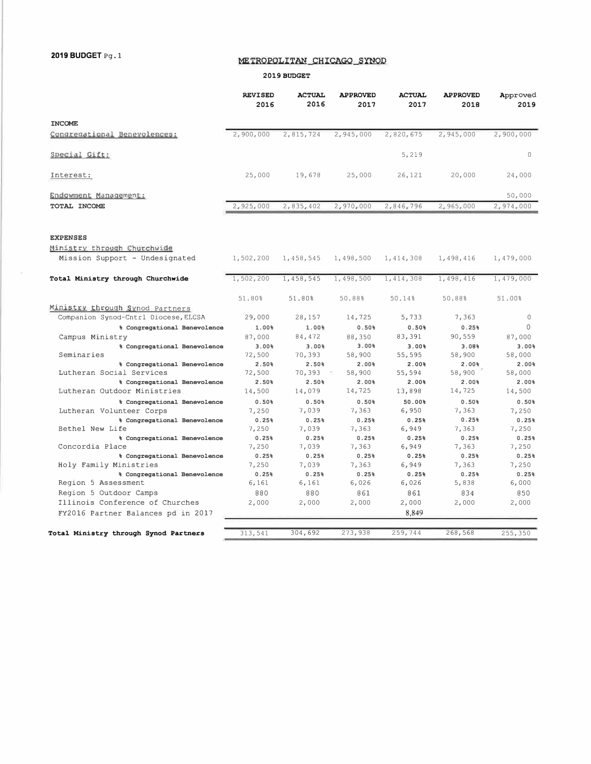**2019 BUDGET** Pg.1

# METROPOLITAN CHICAGO SYNOD

## 2019 BUDGET

| | REVISED 2016 | ACTUAL 2016 | APPROVED 2017 | ACTUAL 2017 | APPROVED 2018 | Approved 2019 |
|---|---|---|---|---|---|---|
| **INCOME** | | | | | | |
| Congregational Benevolences: | 2,900,000 | 2,815,724 | 2,945,000 | 2,820,675 | 2,945,000 | 2,900,000 |
| Special Gift: | | | | 5,219 | | 0 |
| Interest: | 25,000 | 19,678 | 25,000 | 26,121 | 20,000 | 24,000 |
| Endowment Management: | | | | | | 50,000 |
| **TOTAL INCOME** | 2,925,000 | 2,835,402 | 2,970,000 | 2,846,796 | 2,965,000 | 2,974,000 |
| | | | | | | |
| **EXPENSES** | | | | | | |
| Ministry through Churchwide | | | | | | |
| Mission Support - Undesignated | 1,502,200 | 1,458,545 | 1,498,500 | 1,414,308 | 1,498,416 | 1,479,000 |
| **Total Ministry through Churchwide** | 1,502,200 | 1,458,545 | 1,498,500 | 1,414,308 | 1,498,416 | 1,479,000 |
| | 51.80% | 51.80% | 50.88% | 50.14% | 50.88% | 51.00% |
| Ministry through Synod Partners | | | | | | |
| Companion Synod-Cntrl Diocese, ELCSA | 29,000 | 28,157 | 14,725 | 5,733 | 7,363 | 0 |
| **% Congregational Benevolence** | **1.00%** | **1.00%** | **0.50%** | **0.50%** | **0.25%** | 0 |
| Campus Ministry | 87,000 | 84,472 | 88,350 | 83,391 | 90,559 | 87,000 |
| **% Congregational Benevolence** | **3.00%** | **3.00%** | **3.00%** | **3.00%** | **3.08%** | **3.00%** |
| Seminaries | 72,500 | 70,393 | 58,900 | 55,595 | 58,900 | 58,000 |
| **% Congregational Benevolence** | **2.50%** | **2.50%** | **2.00%** | **2.00%** | **2.00%** | **2.00%** |
| Lutheran Social Services | 72,500 | 70,393 | 58,900 | 55,594 | 58,900 | 58,000 |
| **% Congregational Benevolence** | **2.50%** | **2.50%** | **2.00%** | **2.00%** | **2.00%** | **2.00%** |
| Lutheran Outdoor Ministries | 14,500 | 14,079 | 14,725 | 13,898 | 14,725 | 14,500 |
| **% Congregational Benevolence** | **0.50%** | **0.50%** | **0.50%** | **50.00%** | **0.50%** | **0.50%** |
| Lutheran Volunteer Corps | 7,250 | 7,039 | 7,363 | 6,950 | 7,363 | 7,250 |
| **% Congregational Benevolence** | **0.25%** | **0.25%** | **0.25%** | **0.25%** | **0.25%** | **0.25%** |
| Bethel New Life | 7,250 | 7,039 | 7,363 | 6,949 | 7,363 | 7,250 |
| **% Congregational Benevolence** | **0.25%** | **0.25%** | **0.25%** | **0.25%** | **0.25%** | **0.25%** |
| Concordia Place | 7,250 | 7,039 | 7,363 | 6,949 | 7,363 | 7,250 |
| **% Congregational Benevolence** | **0.25%** | **0.25%** | **0.25%** | **0.25%** | **0.25%** | **0.25%** |
| Holy Family Ministries | 7,250 | 7,039 | 7,363 | 6,949 | 7,363 | 7,250 |
| **% Congregational Benevolence** | **0.25%** | **0.25%** | **0.25%** | **0.25%** | **0.25%** | **0.25%** |
| Region 5 Assessment | 6,161 | 6,161 | 6,026 | 6,026 | 5,838 | 6,000 |
| Region 5 Outdoor Camps | 880 | 880 | 861 | 861 | 834 | 850 |
| Illinois Conference of Churches | 2,000 | 2,000 | 2,000 | 2,000 | 2,000 | 2,000 |
| FY2016 Partner Balances pd in 2017 | | | | 8,849 | | |
| **Total Ministry through Synod Partners** | 313,541 | 304,692 | 273,938 | 259,744 | 268,568 | 255,350 |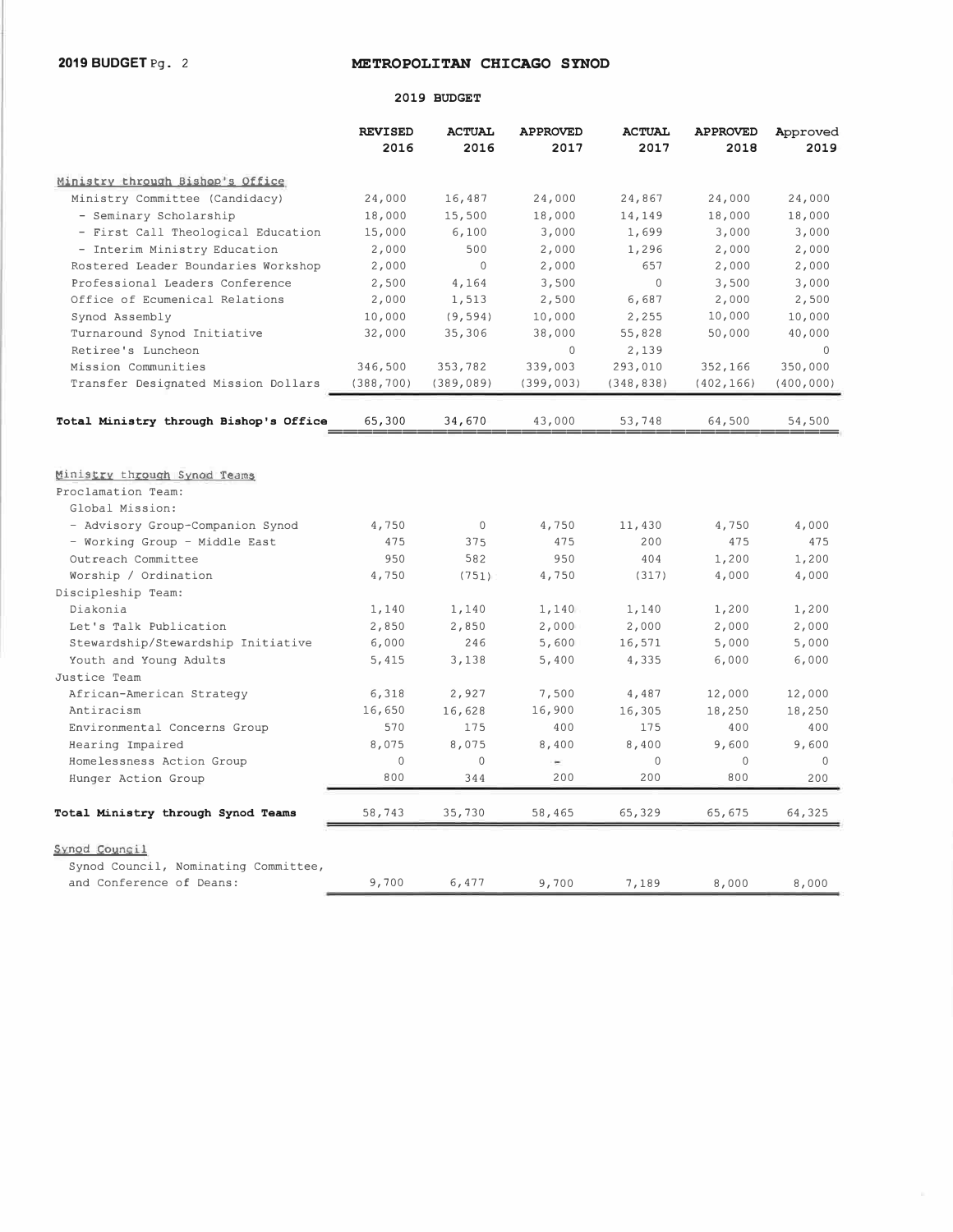## METROPOLITAN CHICAGO SYNOD

### 2019 BUDGET

| | REVISED 2016 | ACTUAL 2016 | APPROVED 2017 | ACTUAL 2017 | APPROVED 2018 | Approved 2019 |
|---|---|---|---|---|---|---|
| Ministry through Bishop's Office | | | | | | |
| Ministry Committee (Candidacy) | 24,000 | 16,487 | 24,000 | 24,867 | 24,000 | 24,000 |
| - Seminary Scholarship | 18,000 | 15,500 | 18,000 | 14,149 | 18,000 | 18,000 |
| - First Call Theological Education | 15,000 | 6,100 | 3,000 | 1,699 | 3,000 | 3,000 |
| - Interim Ministry Education | 2,000 | 500 | 2,000 | 1,296 | 2,000 | 2,000 |
| Rostered Leader Boundaries Workshop | 2,000 | 0 | 2,000 | 657 | 2,000 | 2,000 |
| Professional Leaders Conference | 2,500 | 4,164 | 3,500 | 0 | 3,500 | 3,000 |
| Office of Ecumenical Relations | 2,000 | 1,513 | 2,500 | 6,687 | 2,000 | 2,500 |
| Synod Assembly | 10,000 | (9,594) | 10,000 | 2,255 | 10,000 | 10,000 |
| Turnaround Synod Initiative | 32,000 | 35,306 | 38,000 | 55,828 | 50,000 | 40,000 |
| Retiree's Luncheon | | | 0 | 2,139 | | 0 |
| Mission Communities | 346,500 | 353,782 | 339,003 | 293,010 | 352,166 | 350,000 |
| Transfer Designated Mission Dollars | (388,700) | (389,089) | (399,003) | (348,838) | (402,166) | (400,000) |
| **Total Ministry through Bishop's Office** | 65,300 | 34,670 | 43,000 | 53,748 | 64,500 | 54,500 |

| | REVISED 2016 | ACTUAL 2016 | APPROVED 2017 | ACTUAL 2017 | APPROVED 2018 | Approved 2019 |
|---|---|---|---|---|---|---|
| Ministry through Synod Teams | | | | | | |
| Proclamation Team: | | | | | | |
| Global Mission: | | | | | | |
| - Advisory Group-Companion Synod | 4,750 | 0 | 4,750 | 11,430 | 4,750 | 4,000 |
| - Working Group - Middle East | 475 | 375 | 475 | 200 | 475 | 475 |
| Outreach Committee | 950 | 582 | 950 | 404 | 1,200 | 1,200 |
| Worship / Ordination | 4,750 | (751) | 4,750 | (317) | 4,000 | 4,000 |
| Discipleship Team: | | | | | | |
| Diakonia | 1,140 | 1,140 | 1,140 | 1,140 | 1,200 | 1,200 |
| Let's Talk Publication | 2,850 | 2,850 | 2,000 | 2,000 | 2,000 | 2,000 |
| Stewardship/Stewardship Initiative | 6,000 | 246 | 5,600 | 16,571 | 5,000 | 5,000 |
| Youth and Young Adults | 5,415 | 3,138 | 5,400 | 4,335 | 6,000 | 6,000 |
| Justice Team | | | | | | |
| African-American Strategy | 6,318 | 2,927 | 7,500 | 4,487 | 12,000 | 12,000 |
| Antiracism | 16,650 | 16,628 | 16,900 | 16,305 | 18,250 | 18,250 |
| Environmental Concerns Group | 570 | 175 | 400 | 175 | 400 | 400 |
| Hearing Impaired | 8,075 | 8,075 | 8,400 | 8,400 | 9,600 | 9,600 |
| Homelessness Action Group | 0 | 0 | - | 0 | 0 | 0 |
| Hunger Action Group | 800 | 344 | 200 | 200 | 800 | 200 |
| **Total Ministry through Synod Teams** | 58,743 | 35,730 | 58,465 | 65,329 | 65,675 | 64,325 |

| | REVISED 2016 | ACTUAL 2016 | APPROVED 2017 | ACTUAL 2017 | APPROVED 2018 | Approved 2019 |
|---|---|---|---|---|---|---|
| Synod Council | | | | | | |
| Synod Council, Nominating Committee, and Conference of Deans: | 9,700 | 6,477 | 9,700 | 7,189 | 8,000 | 8,000 |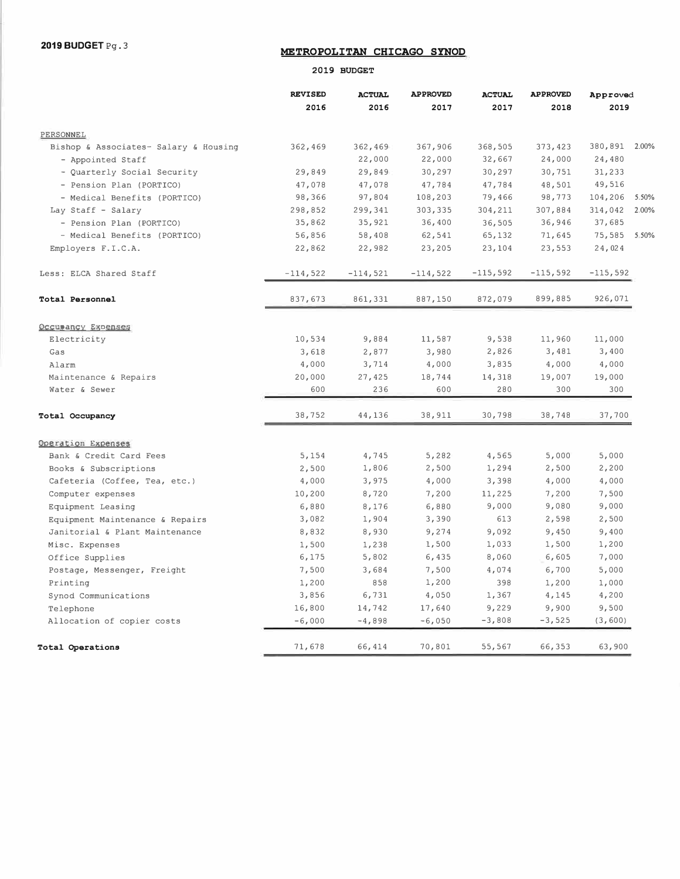# METROPOLITAN CHICAGO SYNOD

## 2019 BUDGET

| | REVISED 2016 | ACTUAL 2016 | APPROVED 2017 | ACTUAL 2017 | APPROVED 2018 | Approved 2019 | |
|---|---|---|---|---|---|---|---|
| PERSONNEL | | | | | | | |
| Bishop & Associates- Salary & Housing | 362,469 | 362,469 | 367,906 | 368,505 | 373,423 | 380,891 | 2.00% |
| - Appointed Staff | | 22,000 | 22,000 | 32,667 | 24,000 | 24,480 | |
| - Quarterly Social Security | 29,849 | 29,849 | 30,297 | 30,297 | 30,751 | 31,233 | |
| - Pension Plan (PORTICO) | 47,078 | 47,078 | 47,784 | 47,784 | 48,501 | 49,516 | |
| - Medical Benefits (PORTICO) | 98,366 | 97,804 | 108,203 | 79,466 | 98,773 | 104,206 | 5.50% |
| Lay Staff - Salary | 298,852 | 299,341 | 303,335 | 304,211 | 307,884 | 314,042 | 2.00% |
| - Pension Plan (PORTICO) | 35,862 | 35,921 | 36,400 | 36,505 | 36,946 | 37,685 | |
| - Medical Benefits (PORTICO) | 56,856 | 58,408 | 62,541 | 65,132 | 71,645 | 75,585 | 5.50% |
| Employers F.I.C.A. | 22,862 | 22,982 | 23,205 | 23,104 | 23,553 | 24,024 | |
| Less: ELCA Shared Staff | -114,522 | -114,521 | -114,522 | -115,592 | -115,592 | -115,592 | |
| **Total Personnel** | 837,673 | 861,331 | 887,150 | 872,079 | 899,885 | 926,071 | |
| Occupancy Expenses | | | | | | | |
| Electricity | 10,534 | 9,884 | 11,587 | 9,538 | 11,960 | 11,000 | |
| Gas | 3,618 | 2,877 | 3,980 | 2,826 | 3,481 | 3,400 | |
| Alarm | 4,000 | 3,714 | 4,000 | 3,835 | 4,000 | 4,000 | |
| Maintenance & Repairs | 20,000 | 27,425 | 18,744 | 14,318 | 19,007 | 19,000 | |
| Water & Sewer | 600 | 236 | 600 | 280 | 300 | 300 | |
| **Total Occupancy** | 38,752 | 44,136 | 38,911 | 30,798 | 38,748 | 37,700 | |
| Operation Expenses | | | | | | | |
| Bank & Credit Card Fees | 5,154 | 4,745 | 5,282 | 4,565 | 5,000 | 5,000 | |
| Books & Subscriptions | 2,500 | 1,806 | 2,500 | 1,294 | 2,500 | 2,200 | |
| Cafeteria (Coffee, Tea, etc.) | 4,000 | 3,975 | 4,000 | 3,398 | 4,000 | 4,000 | |
| Computer expenses | 10,200 | 8,720 | 7,200 | 11,225 | 7,200 | 7,500 | |
| Equipment Leasing | 6,880 | 8,176 | 6,880 | 9,000 | 9,080 | 9,000 | |
| Equipment Maintenance & Repairs | 3,082 | 1,904 | 3,390 | 613 | 2,598 | 2,500 | |
| Janitorial & Plant Maintenance | 8,832 | 8,930 | 9,274 | 9,092 | 9,450 | 9,400 | |
| Misc. Expenses | 1,500 | 1,238 | 1,500 | 1,033 | 1,500 | 1,200 | |
| Office Supplies | 6,175 | 5,802 | 6,435 | 8,060 | 6,605 | 7,000 | |
| Postage, Messenger, Freight | 7,500 | 3,684 | 7,500 | 4,074 | 6,700 | 5,000 | |
| Printing | 1,200 | 858 | 1,200 | 398 | 1,200 | 1,000 | |
| Synod Communications | 3,856 | 6,731 | 4,050 | 1,367 | 4,145 | 4,200 | |
| Telephone | 16,800 | 14,742 | 17,640 | 9,229 | 9,900 | 9,500 | |
| Allocation of copier costs | -6,000 | -4,898 | -6,050 | -3,808 | -3,525 | (3,600) | |
| **Total Operations** | 71,678 | 66,414 | 70,801 | 55,567 | 66,353 | 63,900 | |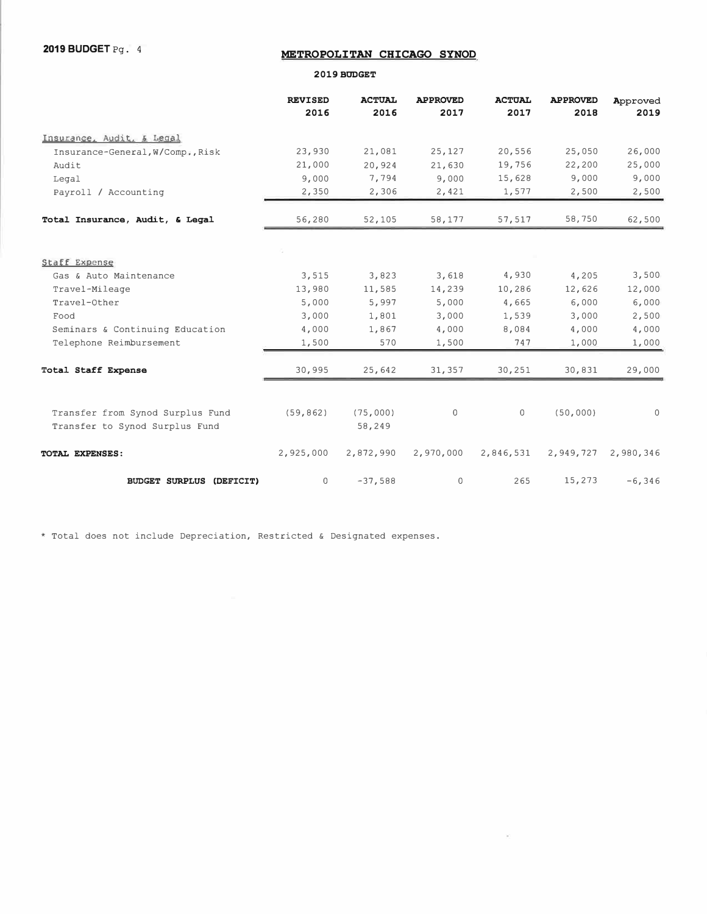# METROPOLITAN CHICAGO SYNOD

## 2019 BUDGET

| | REVISED 2016 | ACTUAL 2016 | APPROVED 2017 | ACTUAL 2017 | APPROVED 2018 | Approved 2019 |
|---|---|---|---|---|---|---|
| Insurance, Audit, & Legal | | | | | | |
| Insurance-General, W/Comp., Risk | 23,930 | 21,081 | 25,127 | 20,556 | 25,050 | 26,000 |
| Audit | 21,000 | 20,924 | 21,630 | 19,756 | 22,200 | 25,000 |
| Legal | 9,000 | 7,794 | 9,000 | 15,628 | 9,000 | 9,000 |
| Payroll / Accounting | 2,350 | 2,306 | 2,421 | 1,577 | 2,500 | 2,500 |
| **Total Insurance, Audit, & Legal** | 56,280 | 52,105 | 58,177 | 57,517 | 58,750 | 62,500 |
| Staff Expense | | | | | | |
| Gas & Auto Maintenance | 3,515 | 3,823 | 3,618 | 4,930 | 4,205 | 3,500 |
| Travel-Mileage | 13,980 | 11,585 | 14,239 | 10,286 | 12,626 | 12,000 |
| Travel-Other | 5,000 | 5,997 | 5,000 | 4,665 | 6,000 | 6,000 |
| Food | 3,000 | 1,801 | 3,000 | 1,539 | 3,000 | 2,500 |
| Seminars & Continuing Education | 4,000 | 1,867 | 4,000 | 8,084 | 4,000 | 4,000 |
| Telephone Reimbursement | 1,500 | 570 | 1,500 | 747 | 1,000 | 1,000 |
| **Total Staff Expense** | 30,995 | 25,642 | 31,357 | 30,251 | 30,831 | 29,000 |
| Transfer from Synod Surplus Fund | (59,862) | (75,000) | 0 | 0 | (50,000) | 0 |
| Transfer to Synod Surplus Fund | | 58,249 | | | | |
| **TOTAL EXPENSES:** | 2,925,000 | 2,872,990 | 2,970,000 | 2,846,531 | 2,949,727 | 2,980,346 |
| **BUDGET SURPLUS (DEFICIT)** | 0 | -37,588 | 0 | 265 | 15,273 | -6,346 |

* Total does not include Depreciation, Restricted & Designated expenses.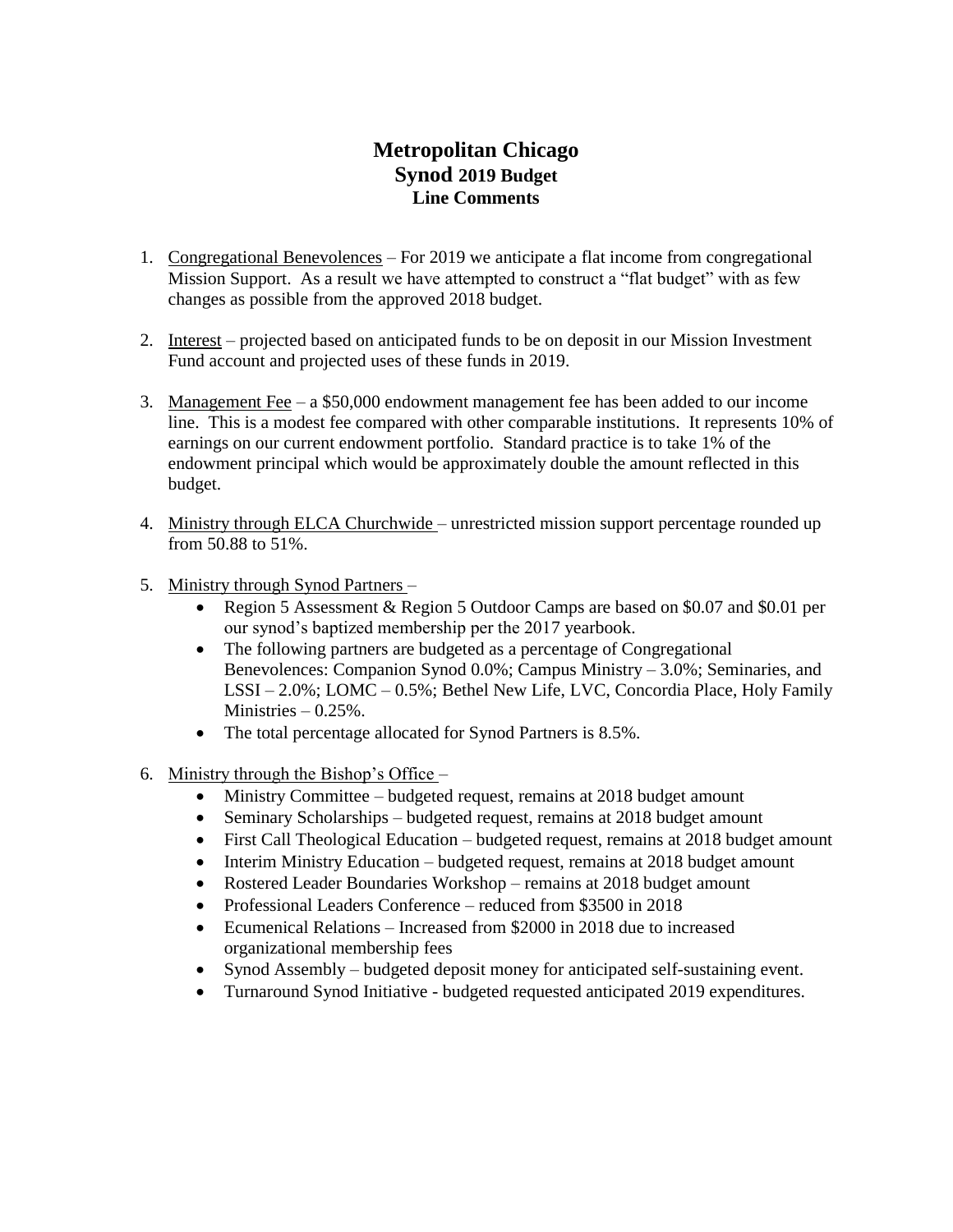# Metropolitan Chicago
## Synod 2019 Budget
### Line Comments

1. Congregational Benevolences – For 2019 we anticipate a flat income from congregational Mission Support. As a result we have attempted to construct a "flat budget" with as few changes as possible from the approved 2018 budget.

2. Interest – projected based on anticipated funds to be on deposit in our Mission Investment Fund account and projected uses of these funds in 2019.

3. Management Fee – a $50,000 endowment management fee has been added to our income line. This is a modest fee compared with other comparable institutions. It represents 10% of earnings on our current endowment portfolio. Standard practice is to take 1% of the endowment principal which would be approximately double the amount reflected in this budget.

4. Ministry through ELCA Churchwide – unrestricted mission support percentage rounded up from 50.88 to 51%.

5. Ministry through Synod Partners –
   - Region 5 Assessment & Region 5 Outdoor Camps are based on $0.07 and $0.01 per our synod's baptized membership per the 2017 yearbook.
   - The following partners are budgeted as a percentage of Congregational Benevolences: Companion Synod 0.0%; Campus Ministry – 3.0%; Seminaries, and LSSI – 2.0%; LOMC – 0.5%; Bethel New Life, LVC, Concordia Place, Holy Family Ministries – 0.25%.
   - The total percentage allocated for Synod Partners is 8.5%.

6. Ministry through the Bishop's Office –
   - Ministry Committee – budgeted request, remains at 2018 budget amount
   - Seminary Scholarships – budgeted request, remains at 2018 budget amount
   - First Call Theological Education – budgeted request, remains at 2018 budget amount
   - Interim Ministry Education – budgeted request, remains at 2018 budget amount
   - Rostered Leader Boundaries Workshop – remains at 2018 budget amount
   - Professional Leaders Conference – reduced from $3500 in 2018
   - Ecumenical Relations – Increased from $2000 in 2018 due to increased organizational membership fees
   - Synod Assembly – budgeted deposit money for anticipated self-sustaining event.
   - Turnaround Synod Initiative - budgeted requested anticipated 2019 expenditures.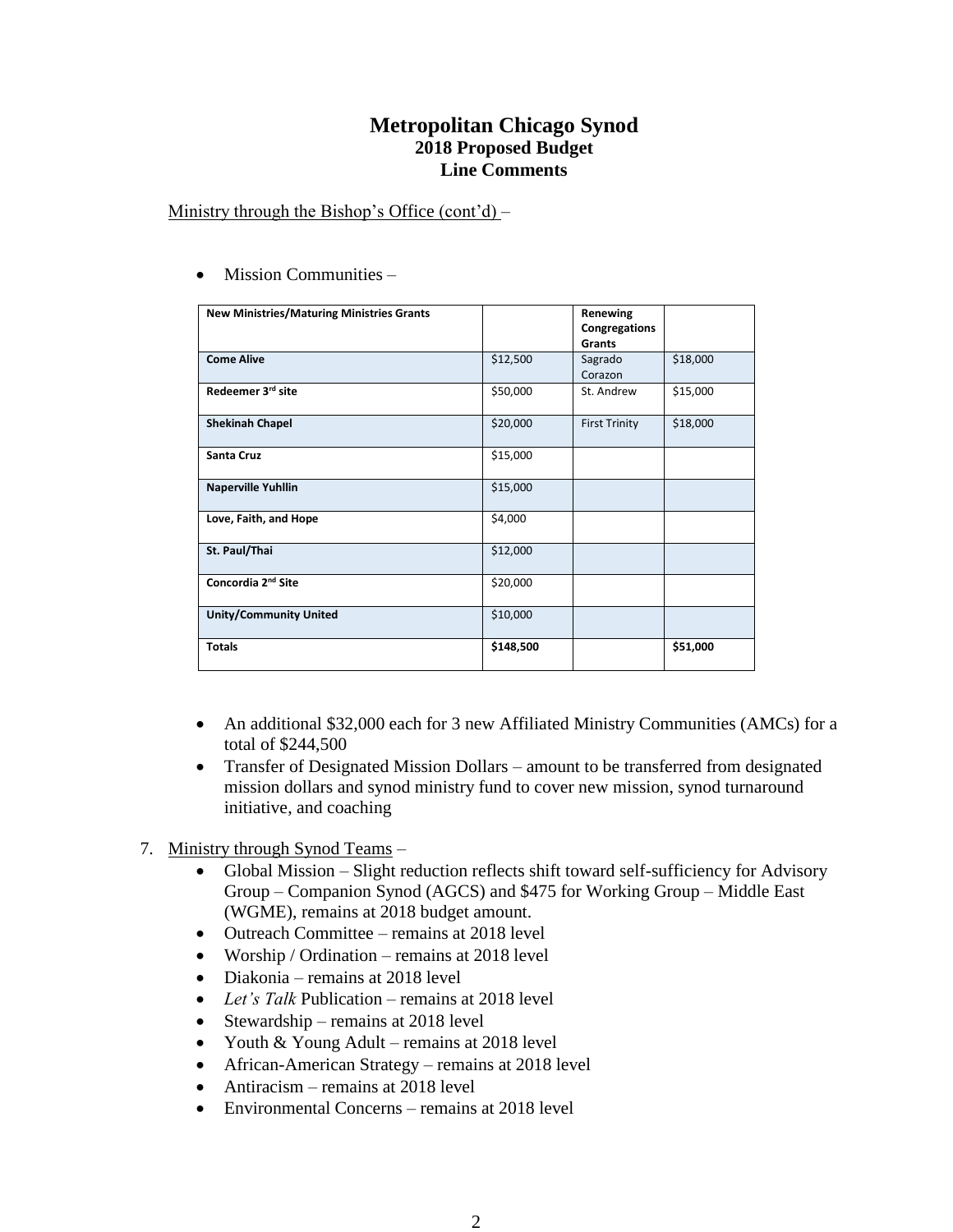# Metropolitan Chicago Synod
## 2018 Proposed Budget
## Line Comments

Ministry through the Bishop's Office (cont'd) –

- Mission Communities –

| New Ministries/Maturing Ministries Grants | | Renewing Congregations Grants | |
|---|---|---|---|
| **Come Alive** | $12,500 | Sagrado Corazon | $18,000 |
| **Redeemer 3rd site** | $50,000 | St. Andrew | $15,000 |
| **Shekinah Chapel** | $20,000 | First Trinity | $18,000 |
| **Santa Cruz** | $15,000 | | |
| **Naperville Yuhllin** | $15,000 | | |
| **Love, Faith, and Hope** | $4,000 | | |
| **St. Paul/Thai** | $12,000 | | |
| **Concordia 2nd Site** | $20,000 | | |
| **Unity/Community United** | $10,000 | | |
| **Totals** | **$148,500** | | **$51,000** |

- An additional $32,000 each for 3 new Affiliated Ministry Communities (AMCs) for a total of $244,500
- Transfer of Designated Mission Dollars – amount to be transferred from designated mission dollars and synod ministry fund to cover new mission, synod turnaround initiative, and coaching

7. Ministry through Synod Teams –
   - Global Mission – Slight reduction reflects shift toward self-sufficiency for Advisory Group – Companion Synod (AGCS) and $475 for Working Group – Middle East (WGME), remains at 2018 budget amount.
   - Outreach Committee – remains at 2018 level
   - Worship / Ordination – remains at 2018 level
   - Diakonia – remains at 2018 level
   - *Let's Talk* Publication – remains at 2018 level
   - Stewardship – remains at 2018 level
   - Youth & Young Adult – remains at 2018 level
   - African-American Strategy – remains at 2018 level
   - Antiracism – remains at 2018 level
   - Environmental Concerns – remains at 2018 level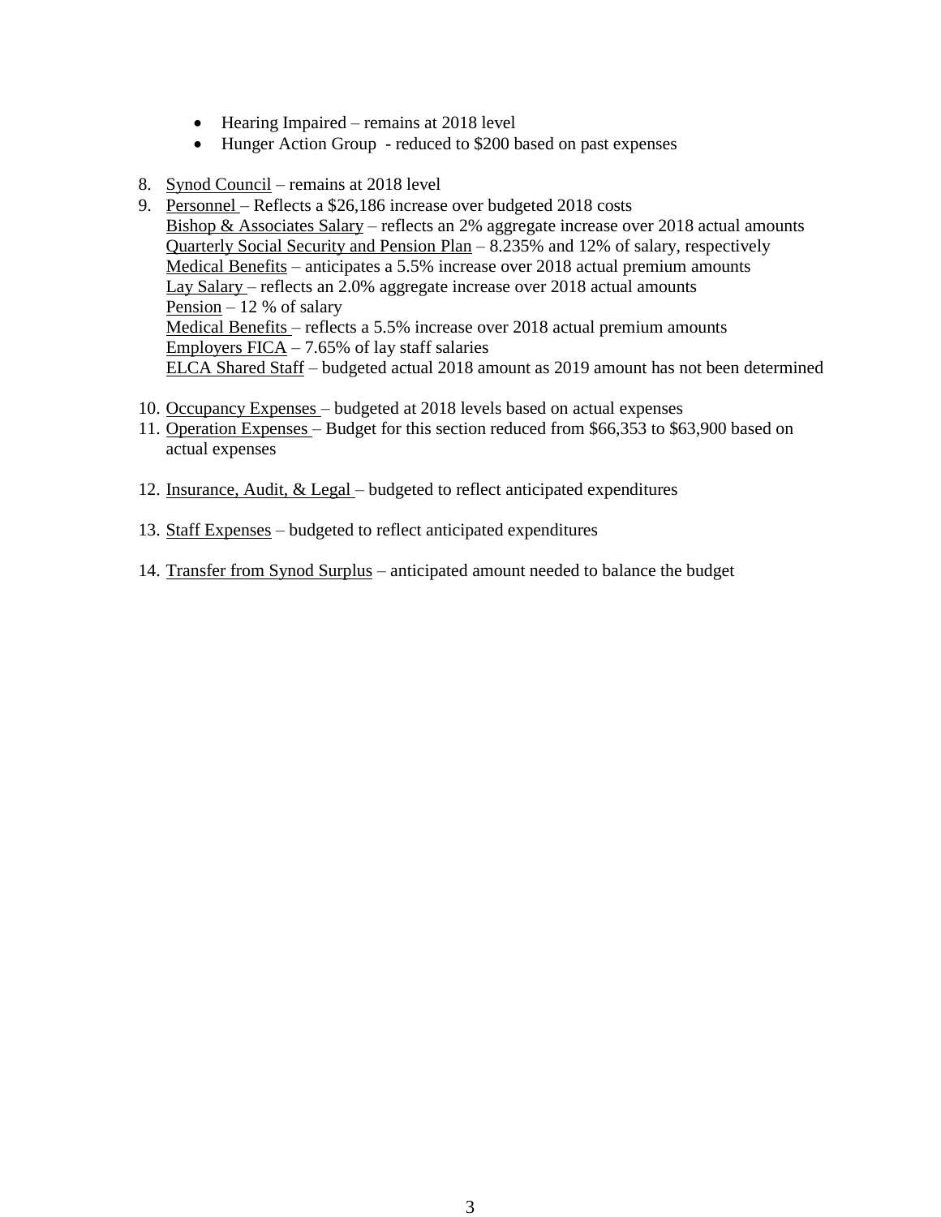- Hearing Impaired – remains at 2018 level
- Hunger Action Group - reduced to $200 based on past expenses

8. Synod Council – remains at 2018 level
9. Personnel – Reflects a $26,186 increase over budgeted 2018 costs
   Bishop & Associates Salary – reflects an 2% aggregate increase over 2018 actual amounts
   Quarterly Social Security and Pension Plan – 8.235% and 12% of salary, respectively
   Medical Benefits – anticipates a 5.5% increase over 2018 actual premium amounts
   Lay Salary – reflects an 2.0% aggregate increase over 2018 actual amounts
   Pension – 12 % of salary
   Medical Benefits – reflects a 5.5% increase over 2018 actual premium amounts
   Employers FICA – 7.65% of lay staff salaries
   ELCA Shared Staff – budgeted actual 2018 amount as 2019 amount has not been determined

10. Occupancy Expenses – budgeted at 2018 levels based on actual expenses
11. Operation Expenses – Budget for this section reduced from $66,353 to $63,900 based on actual expenses

12. Insurance, Audit, & Legal – budgeted to reflect anticipated expenditures

13. Staff Expenses – budgeted to reflect anticipated expenditures

14. Transfer from Synod Surplus – anticipated amount needed to balance the budget